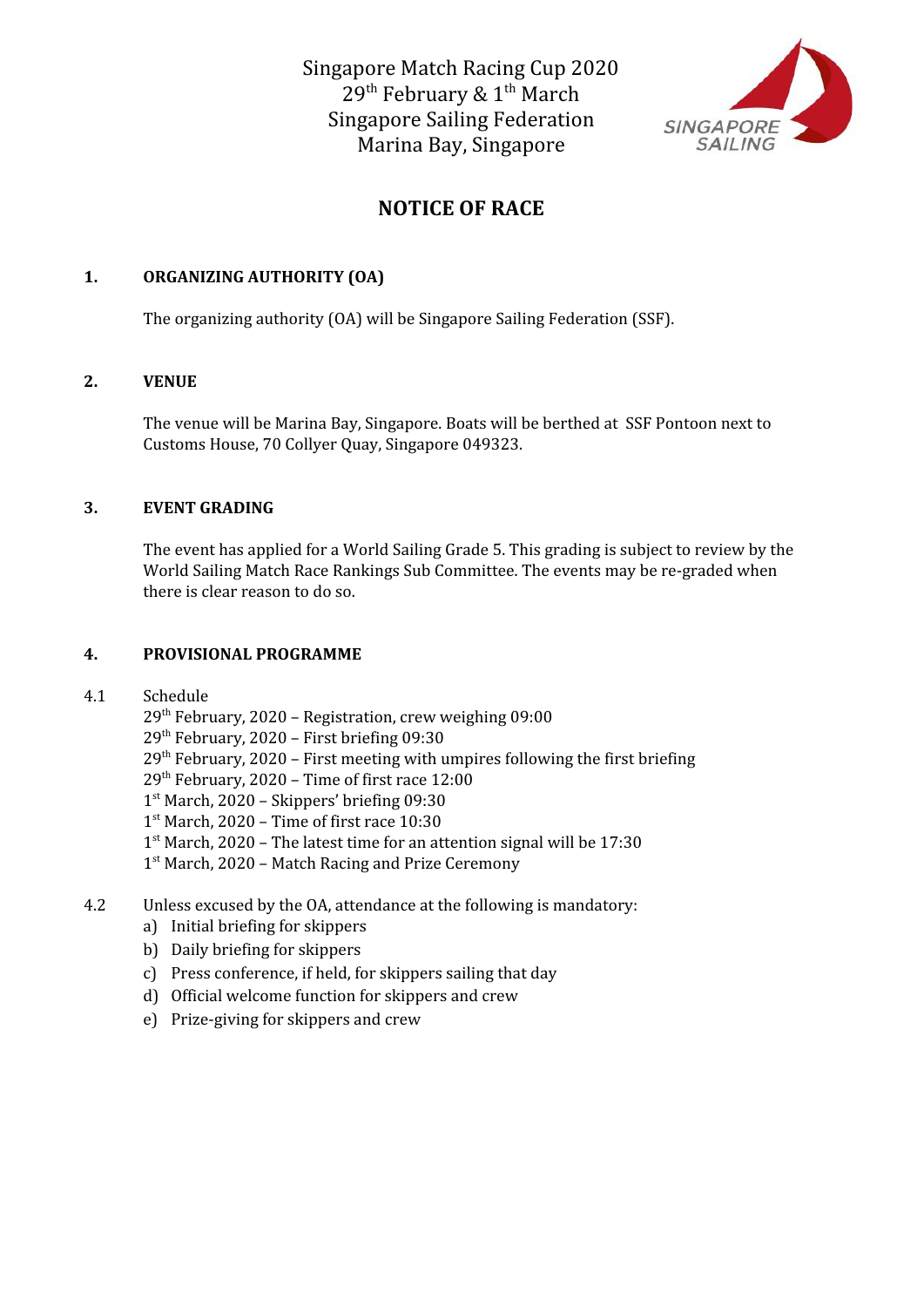Singapore Match Racing Cup 2020
29th February & 1th March
Singapore Sailing Federation
Marina Bay, Singapore

# NOTICE OF RACE

## 1. ORGANIZING AUTHORITY (OA)

The organizing authority (OA) will be Singapore Sailing Federation (SSF).

## 2. VENUE

The venue will be Marina Bay, Singapore. Boats will be berthed at SSF Pontoon next to Customs House, 70 Collyer Quay, Singapore 049323.

## 3. EVENT GRADING

The event has applied for a World Sailing Grade 5. This grading is subject to review by the World Sailing Match Race Rankings Sub Committee. The events may be re-graded when there is clear reason to do so.

## 4. PROVISIONAL PROGRAMME

4.1 Schedule

29th February, 2020 – Registration, crew weighing 09:00
29th February, 2020 – First briefing 09:30
29th February, 2020 – First meeting with umpires following the first briefing
29th February, 2020 – Time of first race 12:00
1st March, 2020 – Skippers' briefing 09:30
1st March, 2020 – Time of first race 10:30
1st March, 2020 – The latest time for an attention signal will be 17:30
1st March, 2020 – Match Racing and Prize Ceremony

4.2 Unless excused by the OA, attendance at the following is mandatory:

a) Initial briefing for skippers
b) Daily briefing for skippers
c) Press conference, if held, for skippers sailing that day
d) Official welcome function for skippers and crew
e) Prize-giving for skippers and crew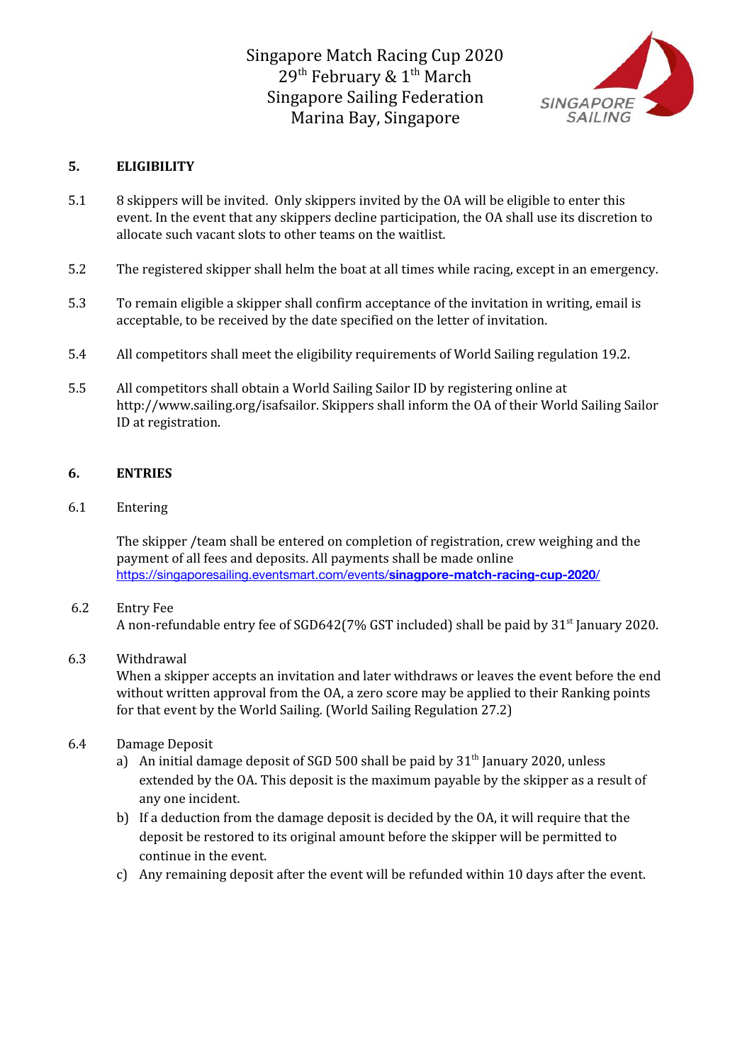## 5. ELIGIBILITY

5.1 8 skippers will be invited. Only skippers invited by the OA will be eligible to enter this event. In the event that any skippers decline participation, the OA shall use its discretion to allocate such vacant slots to other teams on the waitlist.

5.2 The registered skipper shall helm the boat at all times while racing, except in an emergency.

5.3 To remain eligible a skipper shall confirm acceptance of the invitation in writing, email is acceptable, to be received by the date specified on the letter of invitation.

5.4 All competitors shall meet the eligibility requirements of World Sailing regulation 19.2.

5.5 All competitors shall obtain a World Sailing Sailor ID by registering online at http://www.sailing.org/isafsailor. Skippers shall inform the OA of their World Sailing Sailor ID at registration.

## 6. ENTRIES

6.1 Entering

The skipper /team shall be entered on completion of registration, crew weighing and the payment of all fees and deposits. All payments shall be made online https://singaporesailing.eventsmart.com/events/**sinagpore-match-racing-cup-2020**/

6.2 Entry Fee
A non-refundable entry fee of SGD642(7% GST included) shall be paid by 31st January 2020.

6.3 Withdrawal
When a skipper accepts an invitation and later withdraws or leaves the event before the end without written approval from the OA, a zero score may be applied to their Ranking points for that event by the World Sailing. (World Sailing Regulation 27.2)

6.4 Damage Deposit

a) An initial damage deposit of SGD 500 shall be paid by 31th January 2020, unless extended by the OA. This deposit is the maximum payable by the skipper as a result of any one incident.
b) If a deduction from the damage deposit is decided by the OA, it will require that the deposit be restored to its original amount before the skipper will be permitted to continue in the event.
c) Any remaining deposit after the event will be refunded within 10 days after the event.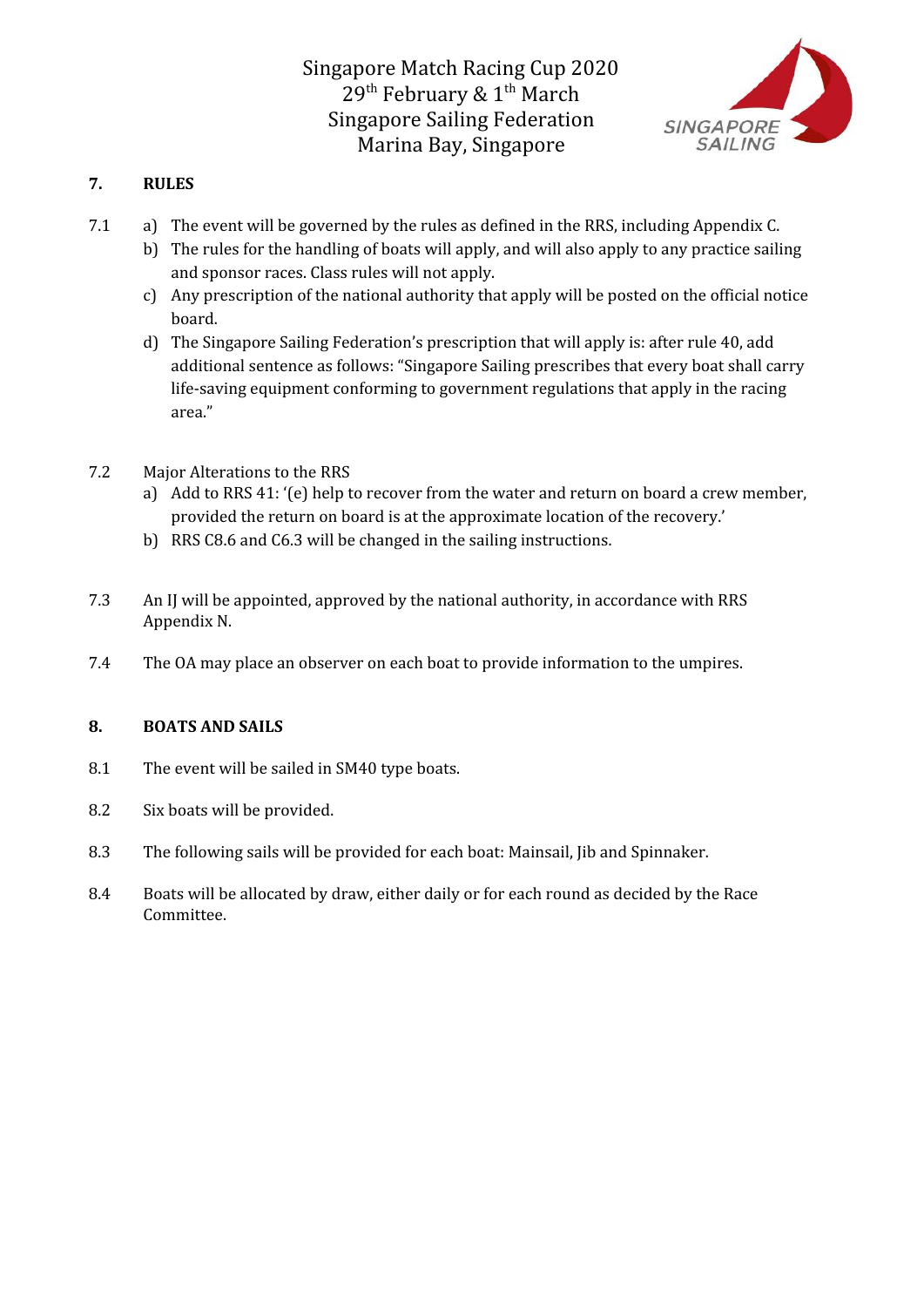## 7. RULES

7.1
- a) The event will be governed by the rules as defined in the RRS, including Appendix C.
- b) The rules for the handling of boats will apply, and will also apply to any practice sailing and sponsor races. Class rules will not apply.
- c) Any prescription of the national authority that apply will be posted on the official notice board.
- d) The Singapore Sailing Federation's prescription that will apply is: after rule 40, add additional sentence as follows: "Singapore Sailing prescribes that every boat shall carry life-saving equipment conforming to government regulations that apply in the racing area."

7.2 Major Alterations to the RRS
- a) Add to RRS 41: '(e) help to recover from the water and return on board a crew member, provided the return on board is at the approximate location of the recovery.'
- b) RRS C8.6 and C6.3 will be changed in the sailing instructions.

7.3 An IJ will be appointed, approved by the national authority, in accordance with RRS Appendix N.

7.4 The OA may place an observer on each boat to provide information to the umpires.

## 8. BOATS AND SAILS

8.1 The event will be sailed in SM40 type boats.

8.2 Six boats will be provided.

8.3 The following sails will be provided for each boat: Mainsail, Jib and Spinnaker.

8.4 Boats will be allocated by draw, either daily or for each round as decided by the Race Committee.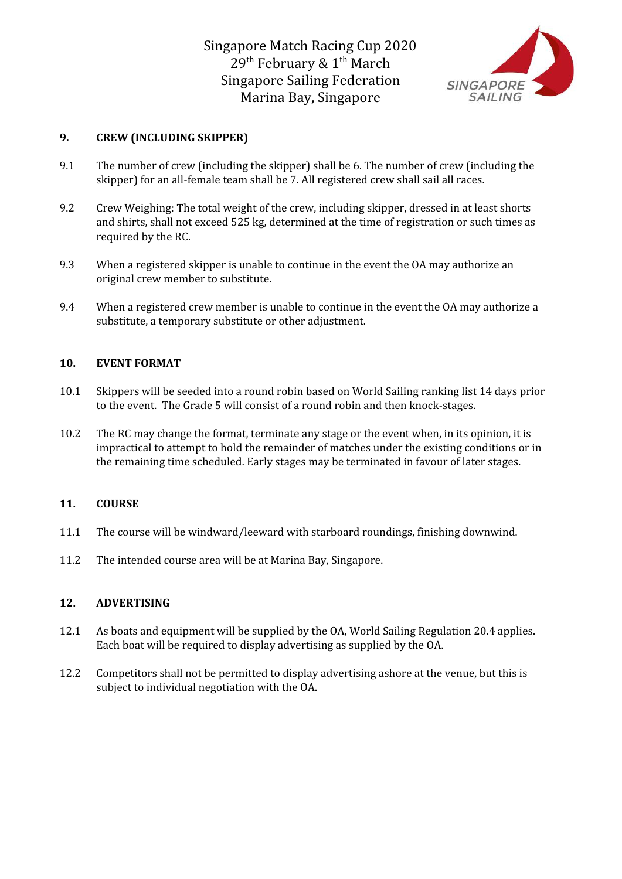## 9. CREW (INCLUDING SKIPPER)

9.1 The number of crew (including the skipper) shall be 6. The number of crew (including the skipper) for an all-female team shall be 7. All registered crew shall sail all races.

9.2 Crew Weighing: The total weight of the crew, including skipper, dressed in at least shorts and shirts, shall not exceed 525 kg, determined at the time of registration or such times as required by the RC.

9.3 When a registered skipper is unable to continue in the event the OA may authorize an original crew member to substitute.

9.4 When a registered crew member is unable to continue in the event the OA may authorize a substitute, a temporary substitute or other adjustment.

## 10. EVENT FORMAT

10.1 Skippers will be seeded into a round robin based on World Sailing ranking list 14 days prior to the event. The Grade 5 will consist of a round robin and then knock-stages.

10.2 The RC may change the format, terminate any stage or the event when, in its opinion, it is impractical to attempt to hold the remainder of matches under the existing conditions or in the remaining time scheduled. Early stages may be terminated in favour of later stages.

## 11. COURSE

11.1 The course will be windward/leeward with starboard roundings, finishing downwind.

11.2 The intended course area will be at Marina Bay, Singapore.

## 12. ADVERTISING

12.1 As boats and equipment will be supplied by the OA, World Sailing Regulation 20.4 applies. Each boat will be required to display advertising as supplied by the OA.

12.2 Competitors shall not be permitted to display advertising ashore at the venue, but this is subject to individual negotiation with the OA.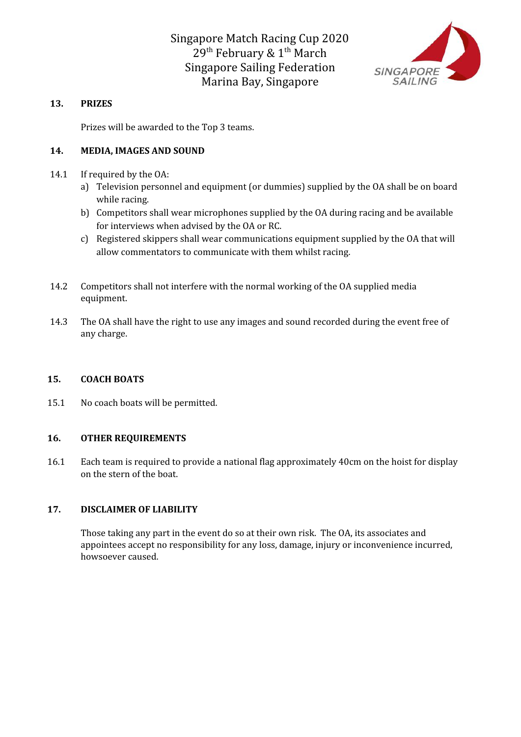## 13. PRIZES

Prizes will be awarded to the Top 3 teams.

## 14. MEDIA, IMAGES AND SOUND

14.1 If required by the OA:

a) Television personnel and equipment (or dummies) supplied by the OA shall be on board while racing.

b) Competitors shall wear microphones supplied by the OA during racing and be available for interviews when advised by the OA or RC.

c) Registered skippers shall wear communications equipment supplied by the OA that will allow commentators to communicate with them whilst racing.

14.2 Competitors shall not interfere with the normal working of the OA supplied media equipment.

14.3 The OA shall have the right to use any images and sound recorded during the event free of any charge.

## 15. COACH BOATS

15.1 No coach boats will be permitted.

## 16. OTHER REQUIREMENTS

16.1 Each team is required to provide a national flag approximately 40cm on the hoist for display on the stern of the boat.

## 17. DISCLAIMER OF LIABILITY

Those taking any part in the event do so at their own risk. The OA, its associates and appointees accept no responsibility for any loss, damage, injury or inconvenience incurred, howsoever caused.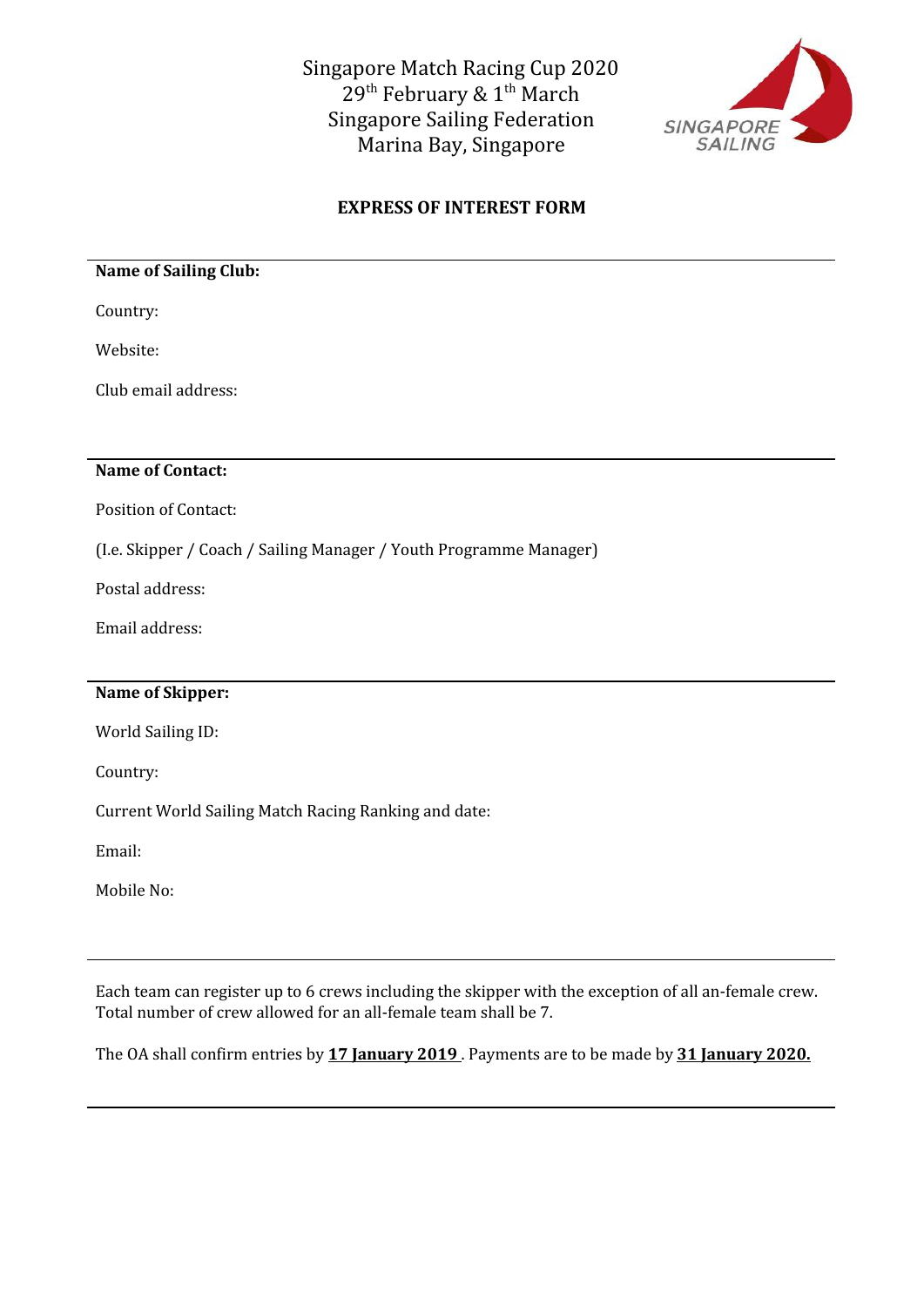Singapore Match Racing Cup 2020
29th February & 1th March
Singapore Sailing Federation
Marina Bay, Singapore

SINGAPORE SAILING

## EXPRESS OF INTEREST FORM

---

**Name of Sailing Club:**

Country:

Website:

Club email address:

---

**Name of Contact:**

Position of Contact:

(I.e. Skipper / Coach / Sailing Manager / Youth Programme Manager)

Postal address:

Email address:

---

**Name of Skipper:**

World Sailing ID:

Country:

Current World Sailing Match Racing Ranking and date:

Email:

Mobile No:

---

Each team can register up to 6 crews including the skipper with the exception of all an-female crew. Total number of crew allowed for an all-female team shall be 7.

The OA shall confirm entries by **17 January 2019** . Payments are to be made by **31 January 2020.**

---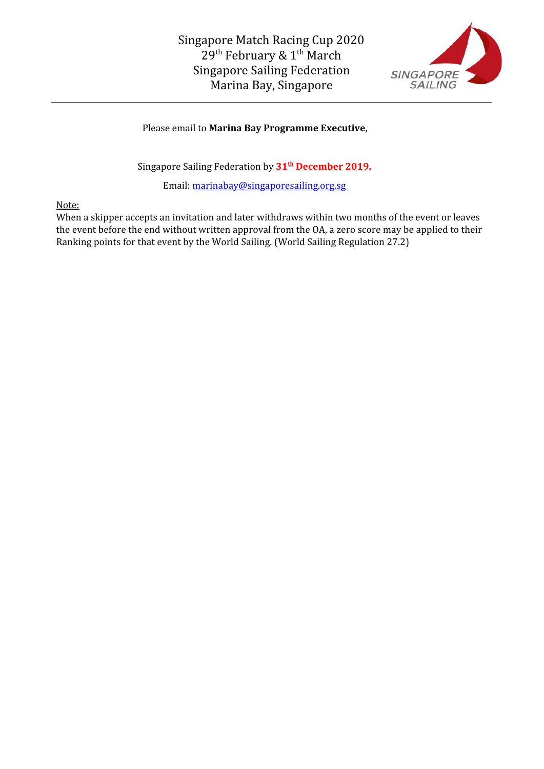Singapore Match Racing Cup 2020
29th February & 1th March
Singapore Sailing Federation
Marina Bay, Singapore

Please email to **Marina Bay Programme Executive**,

Singapore Sailing Federation by **31th December 2019.**

Email: marinabay@singaporesailing.org.sg

Note:

When a skipper accepts an invitation and later withdraws within two months of the event or leaves the event before the end without written approval from the OA, a zero score may be applied to their Ranking points for that event by the World Sailing. (World Sailing Regulation 27.2)